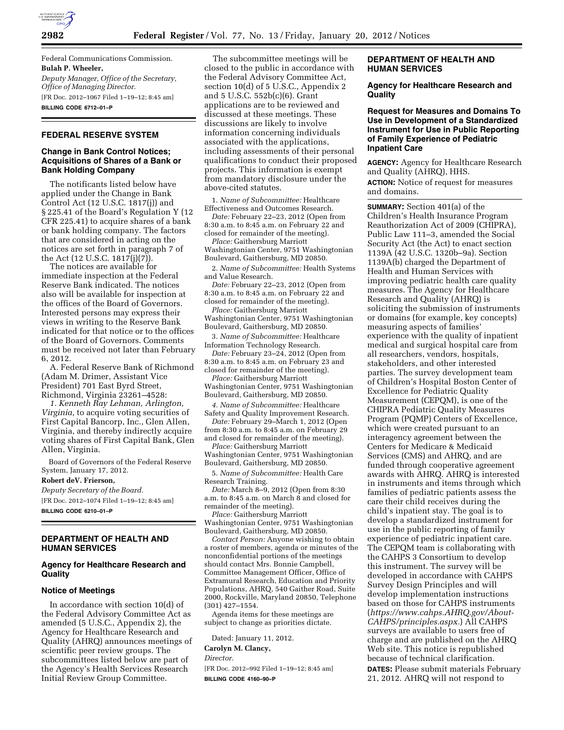Federal Communications Commission.

**Bulah P. Wheeler,**

*Deputy Manager, Office of the Secretary, Office of Managing Director.*

[FR Doc. 2012–1067 Filed 1–19–12; 8:45 am]

**BILLING CODE 6712–01–P**

## FEDERAL RESERVE SYSTEM

### Change in Bank Control Notices; Acquisitions of Shares of a Bank or Bank Holding Company

The notificants listed below have applied under the Change in Bank Control Act (12 U.S.C. 1817(j)) and § 225.41 of the Board's Regulation Y (12 CFR 225.41) to acquire shares of a bank or bank holding company. The factors that are considered in acting on the notices are set forth in paragraph 7 of the Act (12 U.S.C. 1817(j)(7)).

The notices are available for immediate inspection at the Federal Reserve Bank indicated. The notices also will be available for inspection at the offices of the Board of Governors. Interested persons may express their views in writing to the Reserve Bank indicated for that notice or to the offices of the Board of Governors. Comments must be received not later than February 6, 2012.

A. Federal Reserve Bank of Richmond (Adam M. Drimer, Assistant Vice President) 701 East Byrd Street, Richmond, Virginia 23261–4528:

*1. Kenneth Ray Lehman, Arlington, Virginia,* to acquire voting securities of First Capital Bancorp, Inc., Glen Allen, Virginia, and thereby indirectly acquire voting shares of First Capital Bank, Glen Allen, Virginia.

Board of Governors of the Federal Reserve System, January 17, 2012.

**Robert deV. Frierson,**

*Deputy Secretary of the Board.*

[FR Doc. 2012–1074 Filed 1–19–12; 8:45 am]

**BILLING CODE 6210–01–P**

## DEPARTMENT OF HEALTH AND HUMAN SERVICES

### Agency for Healthcare Research and Quality

### Notice of Meetings

In accordance with section 10(d) of the Federal Advisory Committee Act as amended (5 U.S.C., Appendix 2), the Agency for Healthcare Research and Quality (AHRQ) announces meetings of scientific peer review groups. The subcommittees listed below are part of the Agency's Health Services Research Initial Review Group Committee.

The subcommittee meetings will be closed to the public in accordance with the Federal Advisory Committee Act, section 10(d) of 5 U.S.C., Appendix 2 and 5 U.S.C. 552b(c)(6). Grant applications are to be reviewed and discussed at these meetings. These discussions are likely to involve information concerning individuals associated with the applications, including assessments of their personal qualifications to conduct their proposed projects. This information is exempt from mandatory disclosure under the above-cited statutes.

1. *Name of Subcommittee:* Healthcare Effectiveness and Outcomes Research.

*Date:* February 22–23, 2012 (Open from 8:30 a.m. to 8:45 a.m. on February 22 and closed for remainder of the meeting).

*Place:* Gaithersburg Marriott Washingtonian Center, 9751 Washingtonian Boulevard, Gaithersburg, MD 20850.

2. *Name of Subcommittee:* Health Systems and Value Research.

*Date:* February 22–23, 2012 (Open from 8:30 a.m. to 8:45 a.m. on February 22 and closed for remainder of the meeting).

*Place:* Gaithersburg Marriott Washingtonian Center, 9751 Washingtonian Boulevard, Gaithersburg, MD 20850.

3. *Name of Subcommittee:* Healthcare Information Technology Research.

*Date:* February 23–24, 2012 (Open from 8:30 a.m. to 8:45 a.m. on February 23 and closed for remainder of the meeting).

*Place:* Gaithersburg Marriott Washingtonian Center, 9751 Washingtonian Boulevard, Gaithersburg, MD 20850.

*4. Name of Subcommittee:* Healthcare Safety and Quality Improvement Research.

*Date:* February 29–March 1, 2012 (Open from 8:30 a.m. to 8:45 a.m. on February 29 and closed for remainder of the meeting).

*Place:* Gaithersburg Marriott Washingtonian Center, 9751 Washingtonian Boulevard, Gaithersburg, MD 20850.

5. *Name of Subcommittee:* Health Care Research Training.

*Date:* March 8–9, 2012 (Open from 8:30 a.m. to 8:45 a.m. on March 8 and closed for remainder of the meeting).

*Place:* Gaithersburg Marriott Washingtonian Center, 9751 Washingtonian Boulevard, Gaithersburg, MD 20850.

*Contact Person:* Anyone wishing to obtain a roster of members, agenda or minutes of the nonconfidential portions of the meetings should contact Mrs. Bonnie Campbell, Committee Management Officer, Office of Extramural Research, Education and Priority Populations, AHRQ, 540 Gaither Road, Suite 2000, Rockville, Maryland 20850, Telephone (301) 427–1554.

Agenda items for these meetings are subject to change as priorities dictate.

Dated: January 11, 2012.

**Carolyn M. Clancy,**

*Director.*

[FR Doc. 2012–992 Filed 1–19–12; 8:45 am]

**BILLING CODE 4160–90–P**

## DEPARTMENT OF HEALTH AND HUMAN SERVICES

### Agency for Healthcare Research and Quality

### Request for Measures and Domains To Use in Development of a Standardized Instrument for Use in Public Reporting of Family Experience of Pediatric Inpatient Care

**AGENCY:** Agency for Healthcare Research and Quality (AHRQ), HHS.

**ACTION:** Notice of request for measures and domains.

**SUMMARY:** Section 401(a) of the Children's Health Insurance Program Reauthorization Act of 2009 (CHIPRA), Public Law 111–3, amended the Social Security Act (the Act) to enact section 1139A (42 U.S.C. 1320b–9a). Section 1139A(b) charged the Department of Health and Human Services with improving pediatric health care quality measures. The Agency for Healthcare Research and Quality (AHRQ) is soliciting the submission of instruments or domains (for example, key concepts) measuring aspects of families' experience with the quality of inpatient medical and surgical hospital care from all researchers, vendors, hospitals, stakeholders, and other interested parties. The survey development team of Children's Hospital Boston Center of Excellence for Pediatric Quality Measurement (CEPQM), is one of the CHIPRA Pediatric Quality Measures Program (PQMP) Centers of Excellence, which were created pursuant to an interagency agreement between the Centers for Medicare & Medicaid Services (CMS) and AHRQ, and are funded through cooperative agreement awards with AHRQ. AHRQ is interested in instruments and items through which families of pediatric patients assess the care their child receives during the child's inpatient stay. The goal is to develop a standardized instrument for use in the public reporting of family experience of pediatric inpatient care. The CEPQM team is collaborating with the CAHPS 3 Consortium to develop this instrument. The survey will be developed in accordance with CAHPS Survey Design Principles and will develop implementation instructions based on those for CAHPS instruments (*https://www.cahps.AHRQ.gov/About-CAHPS/principles.aspx.*) All CAHPS surveys are available to users free of charge and are published on the AHRQ Web site. This notice is republished because of technical clarification.

**DATES:** Please submit materials February 21, 2012. AHRQ will not respond to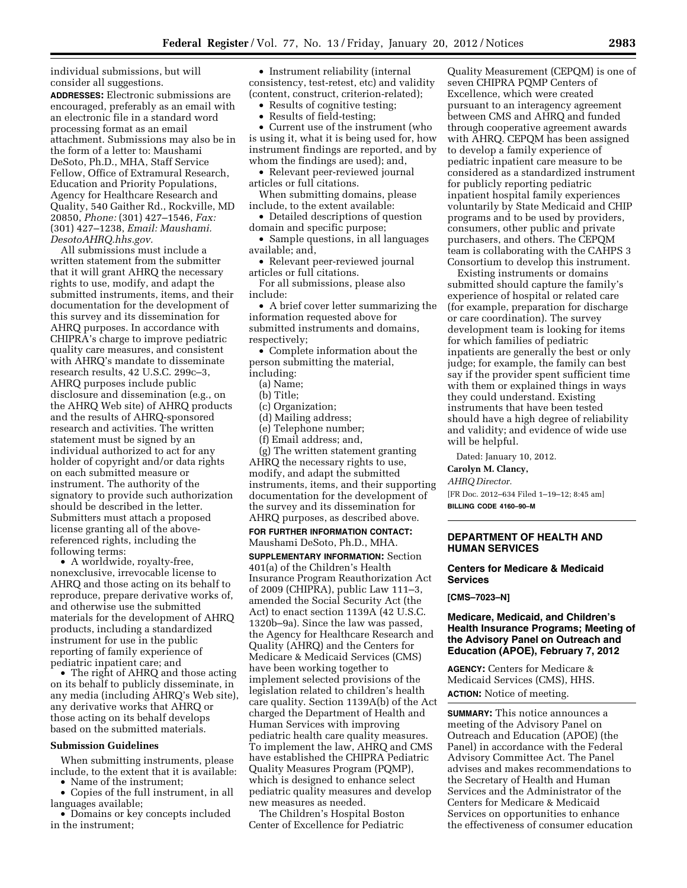individual submissions, but will consider all suggestions.

**ADDRESSES:** Electronic submissions are encouraged, preferably as an email with an electronic file in a standard word processing format as an email attachment. Submissions may also be in the form of a letter to: Maushami DeSoto, Ph.D., MHA, Staff Service Fellow, Office of Extramural Research, Education and Priority Populations, Agency for Healthcare Research and Quality, 540 Gaither Rd., Rockville, MD 20850, *Phone:* (301) 427–1546, *Fax:* (301) 427–1238, *Email: Maushami.DesotoAHRQ.hhs.gov.*

All submissions must include a written statement from the submitter that it will grant AHRQ the necessary rights to use, modify, and adapt the submitted instruments, items, and their documentation for the development of this survey and its dissemination for AHRQ purposes. In accordance with CHIPRA's charge to improve pediatric quality care measures, and consistent with AHRQ's mandate to disseminate research results, 42 U.S.C. 299c–3, AHRQ purposes include public disclosure and dissemination (e.g., on the AHRQ Web site) of AHRQ products and the results of AHRQ-sponsored research and activities. The written statement must be signed by an individual authorized to act for any holder of copyright and/or data rights on each submitted measure or instrument. The authority of the signatory to provide such authorization should be described in the letter. Submitters must attach a proposed license granting all of the above-referenced rights, including the following terms:

- A worldwide, royalty-free, nonexclusive, irrevocable license to AHRQ and those acting on its behalf to reproduce, prepare derivative works of, and otherwise use the submitted materials for the development of AHRQ products, including a standardized instrument for use in the public reporting of family experience of pediatric inpatient care; and
- The right of AHRQ and those acting on its behalf to publicly disseminate, in any media (including AHRQ's Web site), any derivative works that AHRQ or those acting on its behalf develops based on the submitted materials.

## Submission Guidelines

When submitting instruments, please include, to the extent that it is available:

- Name of the instrument;
- Copies of the full instrument, in all languages available;
- Domains or key concepts included in the instrument;
- Instrument reliability (internal consistency, test-retest, etc) and validity (content, construct, criterion-related);
- Results of cognitive testing;
- Results of field-testing;
- Current use of the instrument (who is using it, what it is being used for, how instrument findings are reported, and by whom the findings are used); and,
- Relevant peer-reviewed journal articles or full citations.

When submitting domains, please include, to the extent available:

- Detailed descriptions of question domain and specific purpose;
- Sample questions, in all languages available; and,
- Relevant peer-reviewed journal articles or full citations.

For all submissions, please also include:

- A brief cover letter summarizing the information requested above for submitted instruments and domains, respectively;
- Complete information about the person submitting the material, including:

(a) Name;
(b) Title;
(c) Organization;
(d) Mailing address;
(e) Telephone number;
(f) Email address; and,
(g) The written statement granting AHRQ the necessary rights to use, modify, and adapt the submitted instruments, items, and their supporting documentation for the development of the survey and its dissemination for AHRQ purposes, as described above.

**FOR FURTHER INFORMATION CONTACT:** Maushami DeSoto, Ph.D., MHA.

**SUPPLEMENTARY INFORMATION:** Section 401(a) of the Children's Health Insurance Program Reauthorization Act of 2009 (CHIPRA), public Law 111–3, amended the Social Security Act (the Act) to enact section 1139A (42 U.S.C. 1320b–9a). Since the law was passed, the Agency for Healthcare Research and Quality (AHRQ) and the Centers for Medicare & Medicaid Services (CMS) have been working together to implement selected provisions of the legislation related to children's health care quality. Section 1139A(b) of the Act charged the Department of Health and Human Services with improving pediatric health care quality measures. To implement the law, AHRQ and CMS have established the CHIPRA Pediatric Quality Measures Program (PQMP), which is designed to enhance select pediatric quality measures and develop new measures as needed.

The Children's Hospital Boston Center of Excellence for Pediatric Quality Measurement (CEPQM) is one of seven CHIPRA PQMP Centers of Excellence, which were created pursuant to an interagency agreement between CMS and AHRQ and funded through cooperative agreement awards with AHRQ. CEPQM has been assigned to develop a family experience of pediatric inpatient care measure to be considered as a standardized instrument for publicly reporting pediatric inpatient hospital family experiences voluntarily by State Medicaid and CHIP programs and to be used by providers, consumers, other public and private purchasers, and others. The CEPQM team is collaborating with the CAHPS 3 Consortium to develop this instrument.

Existing instruments or domains submitted should capture the family's experience of hospital or related care (for example, preparation for discharge or care coordination). The survey development team is looking for items for which families of pediatric inpatients are generally the best or only judge; for example, the family can best say if the provider spent sufficient time with them or explained things in ways they could understand. Existing instruments that have been tested should have a high degree of reliability and validity; and evidence of wide use will be helpful.

Dated: January 10, 2012.

**Carolyn M. Clancy,**

*AHRQ Director.*

[FR Doc. 2012–634 Filed 1–19–12; 8:45 am]

**BILLING CODE 4160–90–M**

---

## DEPARTMENT OF HEALTH AND HUMAN SERVICES

### Centers for Medicare & Medicaid Services

**[CMS–7023–N]**

### Medicare, Medicaid, and Children's Health Insurance Programs; Meeting of the Advisory Panel on Outreach and Education (APOE), February 7, 2012

**AGENCY:** Centers for Medicare & Medicaid Services (CMS), HHS.

**ACTION:** Notice of meeting.

**SUMMARY:** This notice announces a meeting of the Advisory Panel on Outreach and Education (APOE) (the Panel) in accordance with the Federal Advisory Committee Act. The Panel advises and makes recommendations to the Secretary of Health and Human Services and the Administrator of the Centers for Medicare & Medicaid Services on opportunities to enhance the effectiveness of consumer education